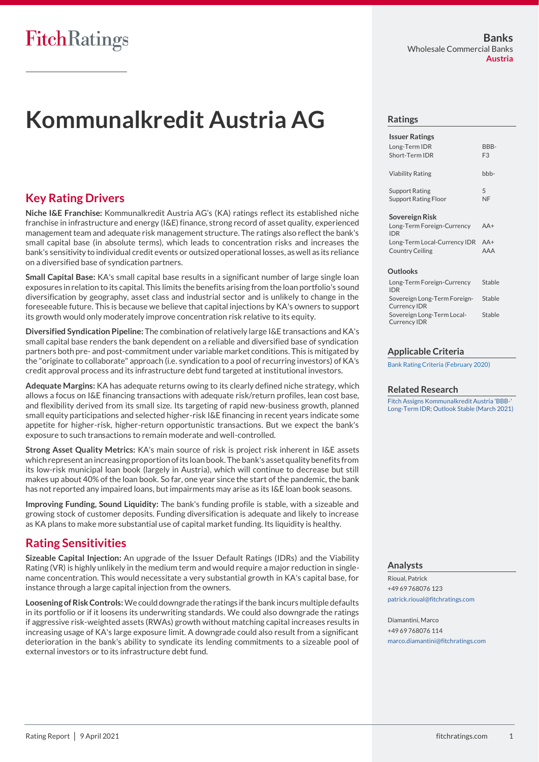FitchRatings

**Banks**
Wholesale Commercial Banks
**Austria**

# Kommunalkredit Austria AG

## Key Rating Drivers

**Niche I&E Franchise:** Kommunalkredit Austria AG's (KA) ratings reflect its established niche franchise in infrastructure and energy (I&E) finance, strong record of asset quality, experienced management team and adequate risk management structure. The ratings also reflect the bank's small capital base (in absolute terms), which leads to concentration risks and increases the bank's sensitivity to individual credit events or outsized operational losses, as well as its reliance on a diversified base of syndication partners.

**Small Capital Base:** KA's small capital base results in a significant number of large single loan exposures in relation to its capital. This limits the benefits arising from the loan portfolio's sound diversification by geography, asset class and industrial sector and is unlikely to change in the foreseeable future. This is because we believe that capital injections by KA's owners to support its growth would only moderately improve concentration risk relative to its equity.

**Diversified Syndication Pipeline:** The combination of relatively large I&E transactions and KA's small capital base renders the bank dependent on a reliable and diversified base of syndication partners both pre- and post-commitment under variable market conditions. This is mitigated by the "originate to collaborate" approach (i.e. syndication to a pool of recurring investors) of KA's credit approval process and its infrastructure debt fund targeted at institutional investors.

**Adequate Margins:** KA has adequate returns owing to its clearly defined niche strategy, which allows a focus on I&E financing transactions with adequate risk/return profiles, lean cost base, and flexibility derived from its small size. Its targeting of rapid new-business growth, planned small equity participations and selected higher-risk I&E financing in recent years indicate some appetite for higher-risk, higher-return opportunistic transactions. But we expect the bank's exposure to such transactions to remain moderate and well-controlled.

**Strong Asset Quality Metrics:** KA's main source of risk is project risk inherent in I&E assets which represent an increasing proportion of its loan book. The bank's asset quality benefits from its low-risk municipal loan book (largely in Austria), which will continue to decrease but still makes up about 40% of the loan book. So far, one year since the start of the pandemic, the bank has not reported any impaired loans, but impairments may arise as its I&E loan book seasons.

**Improving Funding, Sound Liquidity:** The bank's funding profile is stable, with a sizeable and growing stock of customer deposits. Funding diversification is adequate and likely to increase as KA plans to make more substantial use of capital market funding. Its liquidity is healthy.

## Rating Sensitivities

**Sizeable Capital Injection:** An upgrade of the Issuer Default Ratings (IDRs) and the Viability Rating (VR) is highly unlikely in the medium term and would require a major reduction in single-name concentration. This would necessitate a very substantial growth in KA's capital base, for instance through a large capital injection from the owners.

**Loosening of Risk Controls:** We could downgrade the ratings if the bank incurs multiple defaults in its portfolio or if it loosens its underwriting standards. We could also downgrade the ratings if aggressive risk-weighted assets (RWAs) growth without matching capital increases results in increasing usage of KA's large exposure limit. A downgrade could also result from a significant deterioration in the bank's ability to syndicate its lending commitments to a sizeable pool of external investors or to its infrastructure debt fund.

## Ratings

| **Issuer Ratings** | |
|---|---|
| Long-Term IDR | BBB- |
| Short-Term IDR | F3 |
| Viability Rating | bbb- |
| Support Rating | 5 |
| Support Rating Floor | NF |
| **Sovereign Risk** | |
| Long-Term Foreign-Currency IDR | AA+ |
| Long-Term Local-Currency IDR | AA+ |
| Country Ceiling | AAA |

### Outlooks

| | |
|---|---|
| Long-Term Foreign-Currency IDR | Stable |
| Sovereign Long-Term Foreign-Currency IDR | Stable |
| Sovereign Long-Term Local-Currency IDR | Stable |

## Applicable Criteria

Bank Rating Criteria (February 2020)

## Related Research

Fitch Assigns Kommunalkredit Austria 'BBB-' Long-Term IDR; Outlook Stable (March 2021)

## Analysts

Rioual, Patrick
+49 69 768076 123
patrick.rioual@fitchratings.com

Diamantini, Marco
+49 69 768076 114
marco.diamantini@fitchratings.com

Rating Report | 9 April 2021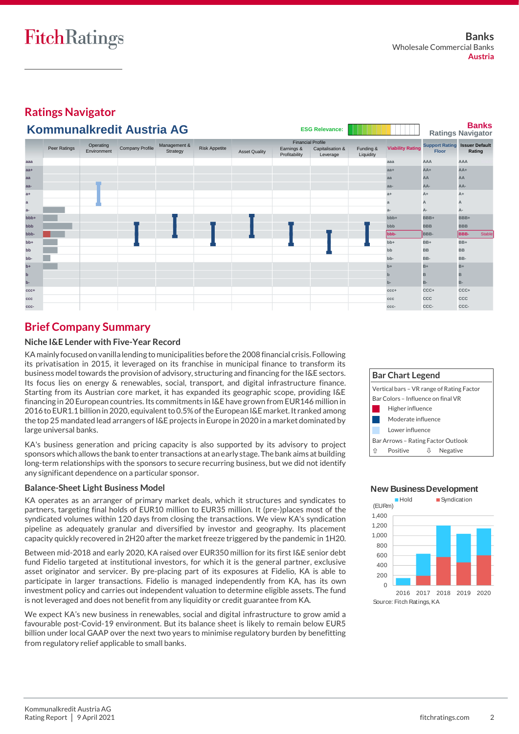Banks
Wholesale Commercial Banks
Austria

## Ratings Navigator

### Kommunalkredit Austria AG

ESG Relevance:

Banks Ratings Navigator

| | Peer Ratings | Operating Environment | Company Profile | Management & Strategy | Risk Appetite | Asset Quality | Financial Profile: Earnings & Profitability | Financial Profile: Capitalisation & Leverage | Funding & Liquidity | Viability Rating | Support Rating Floor | Issuer Default Rating |
|---|---|---|---|---|---|---|---|---|---|---|---|---|
| aaa | | | | | | | | | | aaa | AAA | AAA |
| aa+ | | | | | | | | | | aa+ | AA+ | AA+ |
| aa | | | | | | | | | | aa | AA | AA |
| aa- | | | | | | | | | | aa- | AA- | AA- |
| a+ | | | | | | | | | | a+ | A+ | A+ |
| a | | | | | | | | | | a | A | A |
| a- | | | | | | | | | | a- | A- | A- |
| bbb+ | | | | | | | | | | bbb+ | BBB+ | BBB+ |
| bbb | | | | | | | | | | bbb | BBB | BBB |
| bbb- | | | | | | | | | | bbb- | BBB- | BBB- Stable |
| bb+ | | | | | | | | | | bb+ | BB+ | BB+ |
| bb | | | | | | | | | | bb | BB | BB |
| bb- | | | | | | | | | | bb- | BB- | BB- |
| b+ | | | | | | | | | | b+ | B+ | B+ |
| b | | | | | | | | | | b | B | B |
| b- | | | | | | | | | | b- | B- | B- |
| ccc+ | | | | | | | | | | ccc+ | CCC+ | CCC+ |
| ccc | | | | | | | | | | ccc | CCC | CCC |
| ccc- | | | | | | | | | | ccc- | CCC- | CCC- |

## Brief Company Summary

### Niche I&E Lender with Five-Year Record

KA mainly focused on vanilla lending to municipalities before the 2008 financial crisis. Following its privatisation in 2015, it leveraged on its franchise in municipal finance to transform its business model towards the provision of advisory, structuring and financing for the I&E sectors. Its focus lies on energy & renewables, social, transport, and digital infrastructure finance. Starting from its Austrian core market, it has expanded its geographic scope, providing I&E financing in 20 European countries. Its commitments in I&E grew from EUR146 million in 2016 to EUR1.1 billion in 2020, equivalent to 0.5% of the European I&E market. It ranked among the top 25 mandated lead arrangers of I&E projects in Europe in 2020 in a market dominated by large universal banks.

KA's business generation and pricing capacity is also supported by its advisory to project sponsors which allows the bank to enter transactions at an early stage. The bank aims at building long-term relationships with the sponsors to secure recurring business, but we did not identify any significant dependence on a particular sponsor.

### Balance-Sheet Light Business Model

KA operates as an arranger of primary market deals, which it structures and syndicates to partners, targeting final holds of EUR10 million to EUR35 million. It (pre-)places most of the syndicated volumes within 120 days from closing the transactions. We view KA's syndication pipeline as adequately granular and diversified by investor and geography. Its placement capacity quickly recovered in 2H20 after the market freeze triggered by the pandemic in 1H20.

Between mid-2018 and early 2020, KA raised over EUR350 million for its first I&E senior debt fund Fidelio targeted at institutional investors, for which it is the general partner, exclusive asset originator and servicer. By pre-placing part of its exposures at Fidelio, KA is able to participate in larger transactions. Fidelio is managed independently from KA, has its own investment policy and carries out independent valuation to determine eligible assets. The fund is not leveraged and does not benefit from any liquidity or credit guarantee from KA.

We expect KA's new business in renewables, social and digital infrastructure to grow amid a favourable post-Covid-19 environment. But its balance sheet is likely to remain below EUR5 billion under local GAAP over the next two years to minimise regulatory burden by benefitting from regulatory relief applicable to small banks.

### Bar Chart Legend

Vertical bars – VR range of Rating Factor

Bar Colors – Influence on final VR

- Higher influence
- Moderate influence
- Lower influence

Bar Arrows – Rating Factor Outlook

⇧ Positive ⇩ Negative

### New Business Development

(EURm) — Hold, Syndication

1,400
1,200
1,000
800
600
400
200
0

2016 2017 2018 2019 2020

Source: Fitch Ratings, KA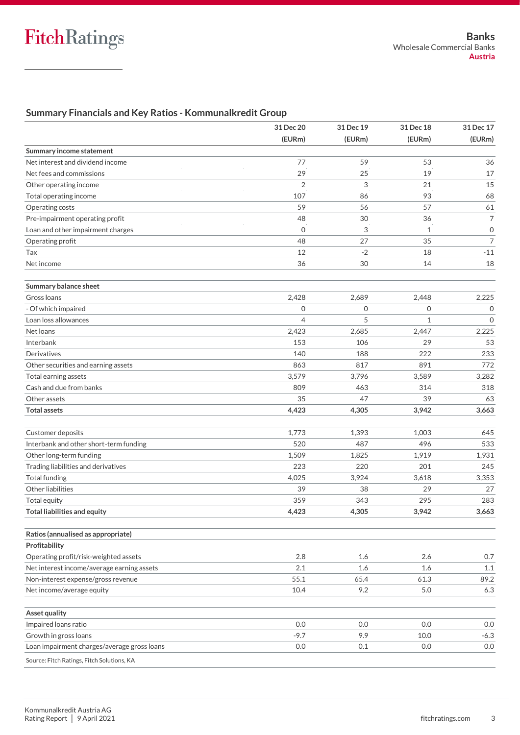## Summary Financials and Key Ratios - Kommunalkredit Group

| | 31 Dec 20 (EURm) | 31 Dec 19 (EURm) | 31 Dec 18 (EURm) | 31 Dec 17 (EURm) |
|---|---|---|---|---|
| **Summary income statement** | | | | |
| Net interest and dividend income | 77 | 59 | 53 | 36 |
| Net fees and commissions | 29 | 25 | 19 | 17 |
| Other operating income | 2 | 3 | 21 | 15 |
| Total operating income | 107 | 86 | 93 | 68 |
| Operating costs | 59 | 56 | 57 | 61 |
| Pre-impairment operating profit | 48 | 30 | 36 | 7 |
| Loan and other impairment charges | 0 | 3 | 1 | 0 |
| Operating profit | 48 | 27 | 35 | 7 |
| Tax | 12 | -2 | 18 | -11 |
| Net income | 36 | 30 | 14 | 18 |
| | | | | |
| **Summary balance sheet** | | | | |
| Gross loans | 2,428 | 2,689 | 2,448 | 2,225 |
| - Of which impaired | 0 | 0 | 0 | 0 |
| Loan loss allowances | 4 | 5 | 1 | 0 |
| Net loans | 2,423 | 2,685 | 2,447 | 2,225 |
| Interbank | 153 | 106 | 29 | 53 |
| Derivatives | 140 | 188 | 222 | 233 |
| Other securities and earning assets | 863 | 817 | 891 | 772 |
| Total earning assets | 3,579 | 3,796 | 3,589 | 3,282 |
| Cash and due from banks | 809 | 463 | 314 | 318 |
| Other assets | 35 | 47 | 39 | 63 |
| **Total assets** | **4,423** | **4,305** | **3,942** | **3,663** |
| | | | | |
| Customer deposits | 1,773 | 1,393 | 1,003 | 645 |
| Interbank and other short-term funding | 520 | 487 | 496 | 533 |
| Other long-term funding | 1,509 | 1,825 | 1,919 | 1,931 |
| Trading liabilities and derivatives | 223 | 220 | 201 | 245 |
| Total funding | 4,025 | 3,924 | 3,618 | 3,353 |
| Other liabilities | 39 | 38 | 29 | 27 |
| Total equity | 359 | 343 | 295 | 283 |
| **Total liabilities and equity** | **4,423** | **4,305** | **3,942** | **3,663** |
| | | | | |
| **Ratios (annualised as appropriate)** | | | | |
| **Profitability** | | | | |
| Operating profit/risk-weighted assets | 2.8 | 1.6 | 2.6 | 0.7 |
| Net interest income/average earning assets | 2.1 | 1.6 | 1.6 | 1.1 |
| Non-interest expense/gross revenue | 55.1 | 65.4 | 61.3 | 89.2 |
| Net income/average equity | 10.4 | 9.2 | 5.0 | 6.3 |
| | | | | |
| **Asset quality** | | | | |
| Impaired loans ratio | 0.0 | 0.0 | 0.0 | 0.0 |
| Growth in gross loans | -9.7 | 9.9 | 10.0 | -6.3 |
| Loan impairment charges/average gross loans | 0.0 | 0.1 | 0.0 | 0.0 |

Source: Fitch Ratings, Fitch Solutions, KA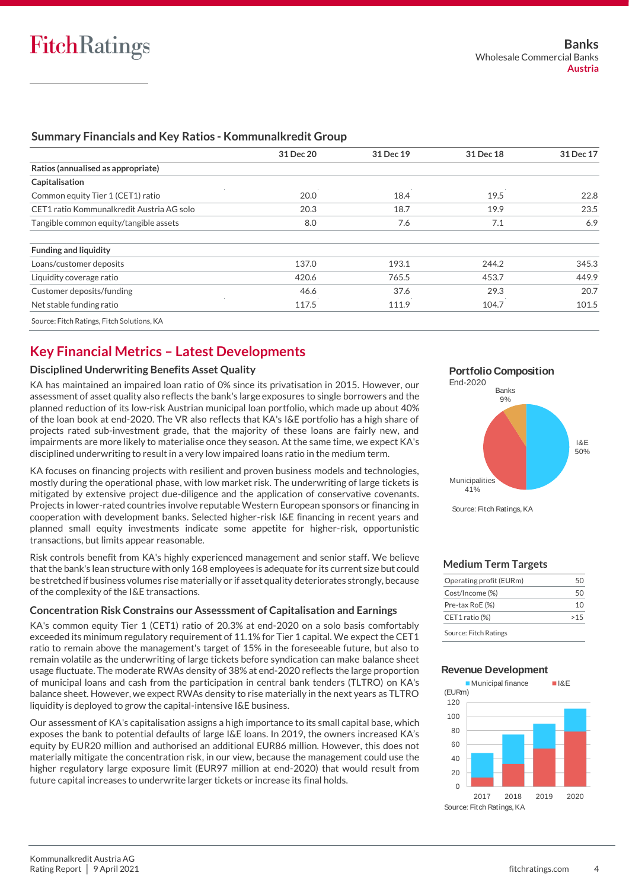## Summary Financials and Key Ratios - Kommunalkredit Group

| | 31 Dec 20 | 31 Dec 19 | 31 Dec 18 | 31 Dec 17 |
|---|---|---|---|---|
| **Ratios (annualised as appropriate)** | | | | |
| **Capitalisation** | | | | |
| Common equity Tier 1 (CET1) ratio | 20.0 | 18.4 | 19.5 | 22.8 |
| CET1 ratio Kommunalkredit Austria AG solo | 20.3 | 18.7 | 19.9 | 23.5 |
| Tangible common equity/tangible assets | 8.0 | 7.6 | 7.1 | 6.9 |
| **Funding and liquidity** | | | | |
| Loans/customer deposits | 137.0 | 193.1 | 244.2 | 345.3 |
| Liquidity coverage ratio | 420.6 | 765.5 | 453.7 | 449.9 |
| Customer deposits/funding | 46.6 | 37.6 | 29.3 | 20.7 |
| Net stable funding ratio | 117.5 | 111.9 | 104.7 | 101.5 |

Source: Fitch Ratings, Fitch Solutions, KA

## Key Financial Metrics – Latest Developments

### Disciplined Underwriting Benefits Asset Quality

KA has maintained an impaired loan ratio of 0% since its privatisation in 2015. However, our assessment of asset quality also reflects the bank's large exposures to single borrowers and the planned reduction of its low-risk Austrian municipal loan portfolio, which made up about 40% of the loan book at end-2020. The VR also reflects that KA's I&E portfolio has a high share of projects rated sub-investment grade, that the majority of these loans are fairly new, and impairments are more likely to materialise once they season. At the same time, we expect KA's disciplined underwriting to result in a very low impaired loans ratio in the medium term.

KA focuses on financing projects with resilient and proven business models and technologies, mostly during the operational phase, with low market risk. The underwriting of large tickets is mitigated by extensive project due-diligence and the application of conservative covenants. Projects in lower-rated countries involve reputable Western European sponsors or financing in cooperation with development banks. Selected higher-risk I&E financing in recent years and planned small equity investments indicate some appetite for higher-risk, opportunistic transactions, but limits appear reasonable.

Risk controls benefit from KA's highly experienced management and senior staff. We believe that the bank's lean structure with only 168 employees is adequate for its current size but could be stretched if business volumes rise materially or if asset quality deteriorates strongly, because of the complexity of the I&E transactions.

### Concentration Risk Constrains our Assessment of Capitalisation and Earnings

KA's common equity Tier 1 (CET1) ratio of 20.3% at end-2020 on a solo basis comfortably exceeded its minimum regulatory requirement of 11.1% for Tier 1 capital. We expect the CET1 ratio to remain above the management's target of 15% in the foreseeable future, but also to remain volatile as the underwriting of large tickets before syndication can make balance sheet usage fluctuate. The moderate RWAs density of 38% at end-2020 reflects the large proportion of municipal loans and cash from the participation in central bank tenders (TLTRO) on KA's balance sheet. However, we expect RWAs density to rise materially in the next years as TLTRO liquidity is deployed to grow the capital-intensive I&E business.

Our assessment of KA's capitalisation assigns a high importance to its small capital base, which exposes the bank to potential defaults of large I&E loans. In 2019, the owners increased KA's equity by EUR20 million and authorised an additional EUR86 million. However, this does not materially mitigate the concentration risk, in our view, because the management could use the higher regulatory large exposure limit (EUR97 million at end-2020) that would result from future capital increases to underwrite larger tickets or increase its final holds.

### Portfolio Composition

End-2020

Banks 9%; I&E 50%; Municipalities 41%

Source: Fitch Ratings, KA

### Medium Term Targets

| | |
|---|---|
| Operating profit (EURm) | 50 |
| Cost/Income (%) | 50 |
| Pre-tax RoE (%) | 10 |
| CET1 ratio (%) | >15 |

Source: Fitch Ratings

### Revenue Development

Municipal finance; I&E

(EURm)

Source: Fitch Ratings, KA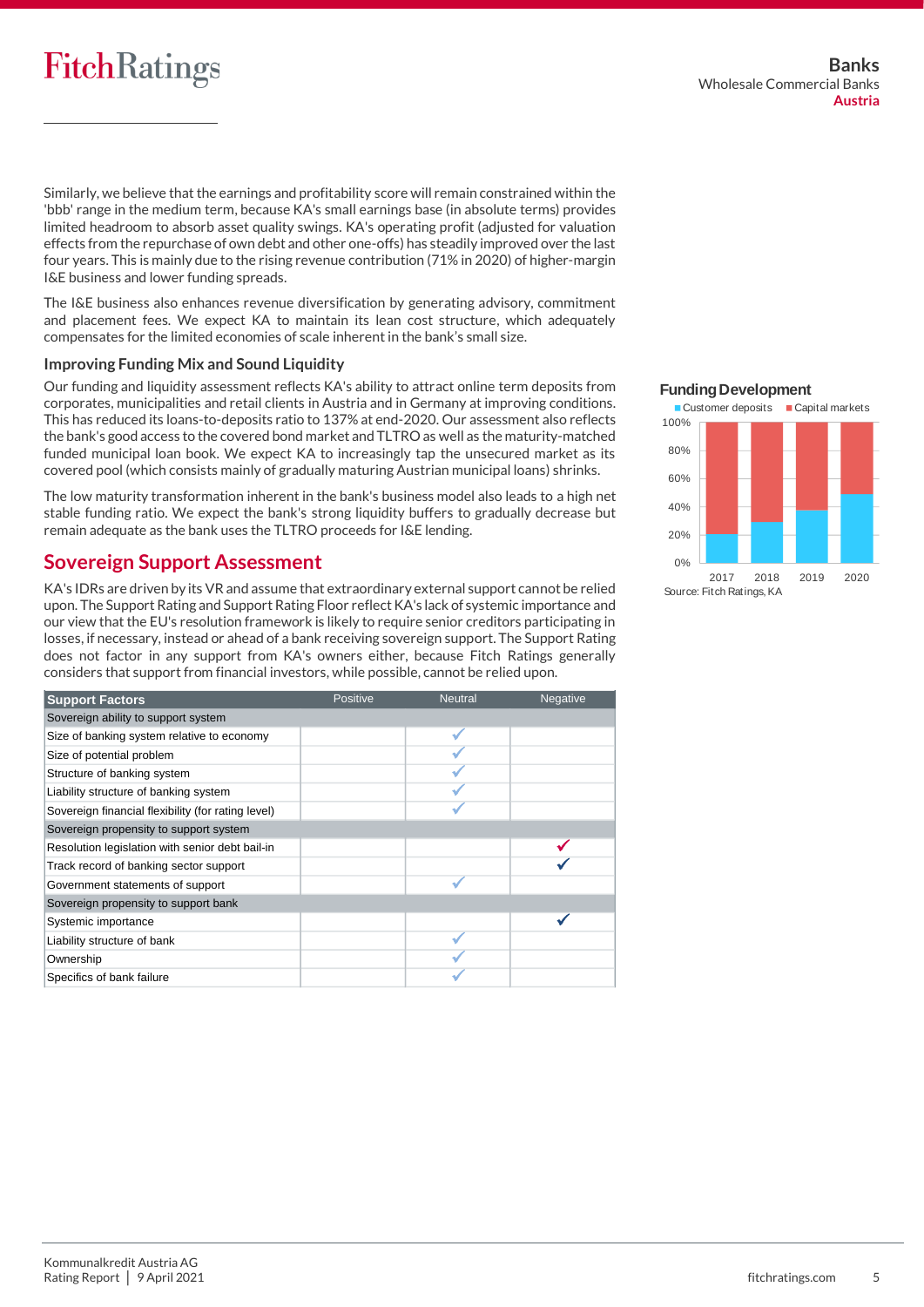Similarly, we believe that the earnings and profitability score will remain constrained within the 'bbb' range in the medium term, because KA's small earnings base (in absolute terms) provides limited headroom to absorb asset quality swings. KA's operating profit (adjusted for valuation effects from the repurchase of own debt and other one-offs) has steadily improved over the last four years. This is mainly due to the rising revenue contribution (71% in 2020) of higher-margin I&E business and lower funding spreads.

The I&E business also enhances revenue diversification by generating advisory, commitment and placement fees. We expect KA to maintain its lean cost structure, which adequately compensates for the limited economies of scale inherent in the bank's small size.

### Improving Funding Mix and Sound Liquidity

Our funding and liquidity assessment reflects KA's ability to attract online term deposits from corporates, municipalities and retail clients in Austria and in Germany at improving conditions. This has reduced its loans-to-deposits ratio to 137% at end-2020. Our assessment also reflects the bank's good access to the covered bond market and TLTRO as well as the maturity-matched funded municipal loan book. We expect KA to increasingly tap the unsecured market as its covered pool (which consists mainly of gradually maturing Austrian municipal loans) shrinks.

The low maturity transformation inherent in the bank's business model also leads to a high net stable funding ratio. We expect the bank's strong liquidity buffers to gradually decrease but remain adequate as the bank uses the TLTRO proceeds for I&E lending.

**Funding Development**

Customer deposits / Capital markets

| | 2017 | 2018 | 2019 | 2020 |
|---|---|---|---|---|
| Customer deposits | ~20% | ~29% | ~38% | ~49% |
| Capital markets | ~80% | ~71% | ~62% | ~51% |

Source: Fitch Ratings, KA

## Sovereign Support Assessment

KA's IDRs are driven by its VR and assume that extraordinary external support cannot be relied upon. The Support Rating and Support Rating Floor reflect KA's lack of systemic importance and our view that the EU's resolution framework is likely to require senior creditors participating in losses, if necessary, instead or ahead of a bank receiving sovereign support. The Support Rating does not factor in any support from KA's owners either, because Fitch Ratings generally considers that support from financial investors, while possible, cannot be relied upon.

| Support Factors | Positive | Neutral | Negative |
|---|---|---|---|
| **Sovereign ability to support system** | | | |
| Size of banking system relative to economy | | ✓ | |
| Size of potential problem | | ✓ | |
| Structure of banking system | | ✓ | |
| Liability structure of banking system | | ✓ | |
| Sovereign financial flexibility (for rating level) | | ✓ | |
| **Sovereign propensity to support system** | | | |
| Resolution legislation with senior debt bail-in | | | ✓ |
| Track record of banking sector support | | | ✓ |
| Government statements of support | | ✓ | |
| **Sovereign propensity to support bank** | | | |
| Systemic importance | | | ✓ |
| Liability structure of bank | | ✓ | |
| Ownership | | ✓ | |
| Specifics of bank failure | | ✓ | |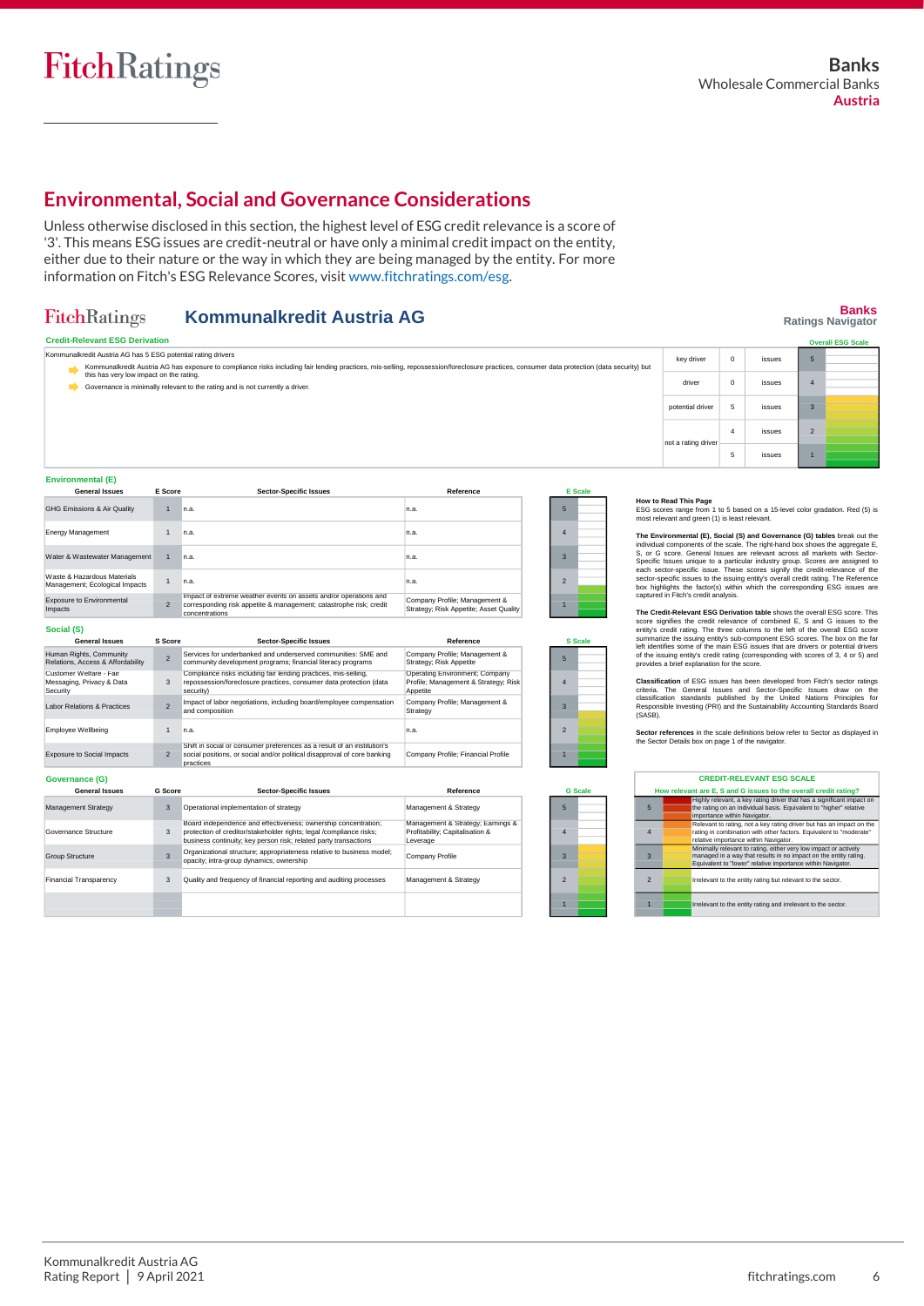## Environmental, Social and Governance Considerations

Unless otherwise disclosed in this section, the highest level of ESG credit relevance is a score of '3'. This means ESG issues are credit-neutral or have only a minimal credit impact on the entity, either due to their nature or the way in which they are being managed by the entity. For more information on Fitch's ESG Relevance Scores, visit www.fitchratings.com/esg.

### FitchRatings — Kommunalkredit Austria AG

**Banks — Ratings Navigator**

**Credit-Relevant ESG Derivation**

Kommunalkredit Austria AG has 5 ESG potential rating drivers

- Kommunalkredit Austria AG has exposure to compliance risks including fair lending practices, mis-selling, repossession/foreclosure practices, consumer data protection (data security) but this has very low impact on the rating.
- Governance is minimally relevant to the rating and is not currently a driver.

| | | | Overall ESG Scale |
|---|---|---|---|
| key driver | 0 | issues | 5 |
| driver | 0 | issues | 4 |
| potential driver | 5 | issues | 3 |
| not a rating driver | 4 | issues | 2 |
| | 5 | issues | 1 |

**Environmental (E)**

| General Issues | E Score | Sector-Specific Issues | Reference |
|---|---|---|---|
| GHG Emissions & Air Quality | 1 | n.a. | n.a. |
| Energy Management | 1 | n.a. | n.a. |
| Water & Wastewater Management | 1 | n.a. | n.a. |
| Waste & Hazardous Materials Management; Ecological Impacts | 1 | n.a. | n.a. |
| Exposure to Environmental Impacts | 2 | Impact of extreme weather events on assets and/or operations and corresponding risk appetite & management; catastrophe risk; credit concentrations | Company Profile; Management & Strategy; Risk Appetite; Asset Quality |

**Social (S)**

| General Issues | S Score | Sector-Specific Issues | Reference |
|---|---|---|---|
| Human Rights, Community Relations, Access & Affordability | 2 | Services for underbanked and underserved communities: SME and community development programs; financial literacy programs | Company Profile; Management & Strategy; Risk Appetite |
| Customer Welfare - Fair Messaging, Privacy & Data Security | 3 | Compliance risks including fair lending practices, mis-selling, repossession/foreclosure practices, consumer data protection (data security) | Operating Environment; Company Profile; Management & Strategy; Risk Appetite |
| Labor Relations & Practices | 2 | Impact of labor negotiations, including board/employee compensation and composition | Company Profile; Management & Strategy |
| Employee Wellbeing | 1 | n.a. | n.a. |
| Exposure to Social Impacts | 2 | Shift in social or consumer preferences as a result of an institution's social positions, or social and/or political disapproval of core banking practices | Company Profile; Financial Profile |

**Governance (G)**

| General Issues | G Score | Sector-Specific Issues | Reference |
|---|---|---|---|
| Management Strategy | 3 | Operational implementation of strategy | Management & Strategy |
| Governance Structure | 3 | Board independence and effectiveness; ownership concentration; protection of creditor/stakeholder rights; legal /compliance risks; business continuity; key person risk; related party transactions | Management & Strategy; Earnings & Profitability; Capitalisation & Leverage |
| Group Structure | 3 | Organizational structure; appropriateness relative to business model; opacity; intra-group dynamics; ownership | Company Profile |
| Financial Transparency | 3 | Quality and frequency of financial reporting and auditing processes | Management & Strategy |

**How to Read This Page**
ESG scores range from 1 to 5 based on a 15-level color gradation. Red (5) is most relevant and green (1) is least relevant.

**The Environmental (E), Social (S) and Governance (G) tables** break out the individual components of the scale. The right-hand box shows the aggregate E, S, or G score. General Issues are relevant across all markets with Sector-Specific Issues unique to a particular industry group. Scores are assigned to each sector-specific issue. These scores signify the credit-relevance of the sector-specific issues to the issuing entity's overall credit rating. The Reference box highlights the factor(s) within which the corresponding ESG issues are captured in Fitch's credit analysis.

**The Credit-Relevant ESG Derivation table** shows the overall ESG score. This score signifies the credit relevance of combined E, S and G issues to the entity's credit rating. The three columns to the left of the overall ESG score summarize the issuing entity's sub-component ESG scores. The box on the far left identifies some of the main ESG issues that are drivers or potential drivers of the issuing entity's credit rating (corresponding with scores of 3, 4 or 5) and provides a brief explanation for the score.

**Classification** of ESG issues has been developed from Fitch's sector ratings criteria. The General Issues and Sector-Specific Issues draw on the classification standards published by the United Nations Principles for Responsible Investing (PRI) and the Sustainability Accounting Standards Board (SASB).

**Sector references** in the scale definitions below refer to Sector as displayed in the Sector Details box on page 1 of the navigator.

**CREDIT-RELEVANT ESG SCALE**

How relevant are E, S and G issues to the overall credit rating?

| Score | Description |
|---|---|
| 5 | Highly relevant, a key rating driver that has a significant impact on the rating on an individual basis. Equivalent to "higher" relative importance within Navigator. |
| 4 | Relevant to rating, not a key rating driver but has an impact on the rating in combination with other factors. Equivalent to "moderate" relative importance within Navigator. |
| 3 | Minimally relevant to rating, either very low impact or actively managed in a way that results in no impact on the entity rating. Equivalent to "lower" relative importance within Navigator. |
| 2 | Irrelevant to the entity rating but relevant to the sector. |
| 1 | Irrelevant to the entity rating and irrelevant to the sector. |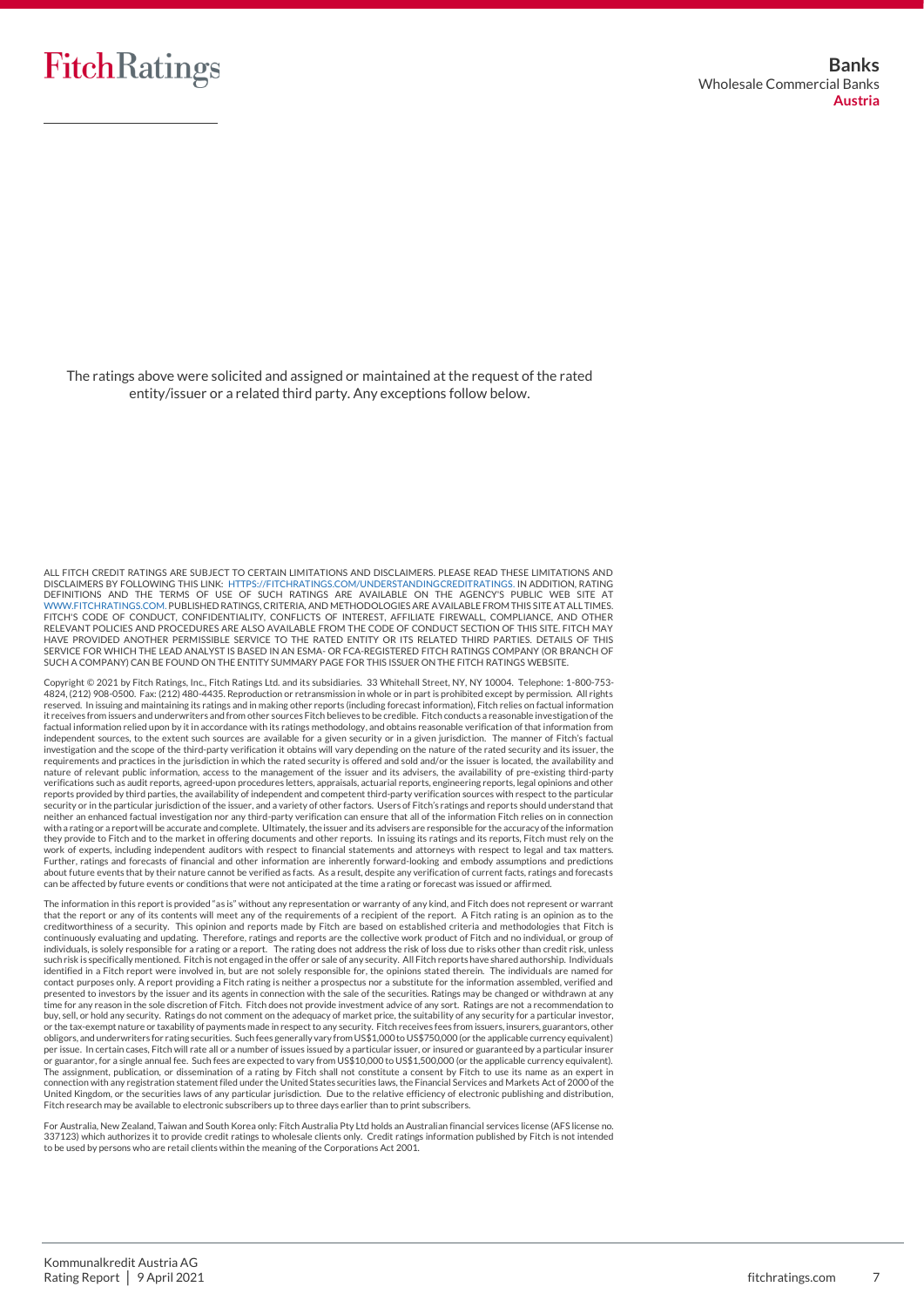The ratings above were solicited and assigned or maintained at the request of the rated entity/issuer or a related third party. Any exceptions follow below.

ALL FITCH CREDIT RATINGS ARE SUBJECT TO CERTAIN LIMITATIONS AND DISCLAIMERS. PLEASE READ THESE LIMITATIONS AND DISCLAIMERS BY FOLLOWING THIS LINK: HTTPS://FITCHRATINGS.COM/UNDERSTANDINGCREDITRATINGS. IN ADDITION, RATING DEFINITIONS AND THE TERMS OF USE OF SUCH RATINGS ARE AVAILABLE ON THE AGENCY'S PUBLIC WEB SITE AT WWW.FITCHRATINGS.COM. PUBLISHED RATINGS, CRITERIA, AND METHODOLOGIES ARE AVAILABLE FROM THIS SITE AT ALL TIMES. FITCH'S CODE OF CONDUCT, CONFIDENTIALITY, CONFLICTS OF INTEREST, AFFILIATE FIREWALL, COMPLIANCE, AND OTHER RELEVANT POLICIES AND PROCEDURES ARE ALSO AVAILABLE FROM THE CODE OF CONDUCT SECTION OF THIS SITE. FITCH MAY HAVE PROVIDED ANOTHER PERMISSIBLE SERVICE TO THE RATED ENTITY OR ITS RELATED THIRD PARTIES. DETAILS OF THIS SERVICE FOR WHICH THE LEAD ANALYST IS BASED IN AN ESMA- OR FCA-REGISTERED FITCH RATINGS COMPANY (OR BRANCH OF SUCH A COMPANY) CAN BE FOUND ON THE ENTITY SUMMARY PAGE FOR THIS ISSUER ON THE FITCH RATINGS WEBSITE.

Copyright © 2021 by Fitch Ratings, Inc., Fitch Ratings Ltd. and its subsidiaries. 33 Whitehall Street, NY, NY 10004. Telephone: 1-800-753-4824, (212) 908-0500. Fax: (212) 480-4435. Reproduction or retransmission in whole or in part is prohibited except by permission. All rights reserved. In issuing and maintaining its ratings and in making other reports (including forecast information), Fitch relies on factual information it receives from issuers and underwriters and from other sources Fitch believes to be credible. Fitch conducts a reasonable investigation of the factual information relied upon by it in accordance with its ratings methodology, and obtains reasonable verification of that information from independent sources, to the extent such sources are available for a given security or in a given jurisdiction. The manner of Fitch's factual investigation and the scope of the third-party verification it obtains will vary depending on the nature of the rated security and its issuer, the requirements and practices in the jurisdiction in which the rated security is offered and sold and/or the issuer is located, the availability and nature of relevant public information, access to the management of the issuer and its advisers, the availability of pre-existing third-party verifications such as audit reports, agreed-upon procedures letters, appraisals, actuarial reports, engineering reports, legal opinions and other reports provided by third parties, the availability of independent and competent third-party verification sources with respect to the particular security or in the particular jurisdiction of the issuer, and a variety of other factors. Users of Fitch's ratings and reports should understand that neither an enhanced factual investigation nor any third-party verification can ensure that all of the information Fitch relies on in connection with a rating or a report will be accurate and complete. Ultimately, the issuer and its advisers are responsible for the accuracy of the information they provide to Fitch and to the market in offering documents and other reports. In issuing its ratings and its reports, Fitch must rely on the work of experts, including independent auditors with respect to financial statements and attorneys with respect to legal and tax matters. Further, ratings and forecasts of financial and other information are inherently forward-looking and embody assumptions and predictions about future events that by their nature cannot be verified as facts. As a result, despite any verification of current facts, ratings and forecasts can be affected by future events or conditions that were not anticipated at the time a rating or forecast was issued or affirmed.

The information in this report is provided "as is" without any representation or warranty of any kind, and Fitch does not represent or warrant that the report or any of its contents will meet any of the requirements of a recipient of the report. A Fitch rating is an opinion as to the creditworthiness of a security. This opinion and reports made by Fitch are based on established criteria and methodologies that Fitch is continuously evaluating and updating. Therefore, ratings and reports are the collective work product of Fitch and no individual, or group of individuals, is solely responsible for a rating or a report. The rating does not address the risk of loss due to risks other than credit risk, unless such risk is specifically mentioned. Fitch is not engaged in the offer or sale of any security. All Fitch reports have shared authorship. Individuals identified in a Fitch report were involved in, but are not solely responsible for, the opinions stated therein. The individuals are named for contact purposes only. A report providing a Fitch rating is neither a prospectus nor a substitute for the information assembled, verified and presented to investors by the issuer and its agents in connection with the sale of the securities. Ratings may be changed or withdrawn at any time for any reason in the sole discretion of Fitch. Fitch does not provide investment advice of any sort. Ratings are not a recommendation to buy, sell, or hold any security. Ratings do not comment on the adequacy of market price, the suitability of any security for a particular investor, or the tax-exempt nature or taxability of payments made in respect to any security. Fitch receives fees from issuers, insurers, guarantors, other obligors, and underwriters for rating securities. Such fees generally vary from US$1,000 to US$750,000 (or the applicable currency equivalent) per issue. In certain cases, Fitch will rate all or a number of issues issued by a particular issuer, or insured or guaranteed by a particular insurer or guarantor, for a single annual fee. Such fees are expected to vary from US$10,000 to US$1,500,000 (or the applicable currency equivalent). The assignment, publication, or dissemination of a rating by Fitch shall not constitute a consent by Fitch to use its name as an expert in connection with any registration statement filed under the United States securities laws, the Financial Services and Markets Act of 2000 of the United Kingdom, or the securities laws of any particular jurisdiction. Due to the relative efficiency of electronic publishing and distribution, Fitch research may be available to electronic subscribers up to three days earlier than to print subscribers.

For Australia, New Zealand, Taiwan and South Korea only: Fitch Australia Pty Ltd holds an Australian financial services license (AFS license no. 337123) which authorizes it to provide credit ratings to wholesale clients only. Credit ratings information published by Fitch is not intended to be used by persons who are retail clients within the meaning of the Corporations Act 2001.